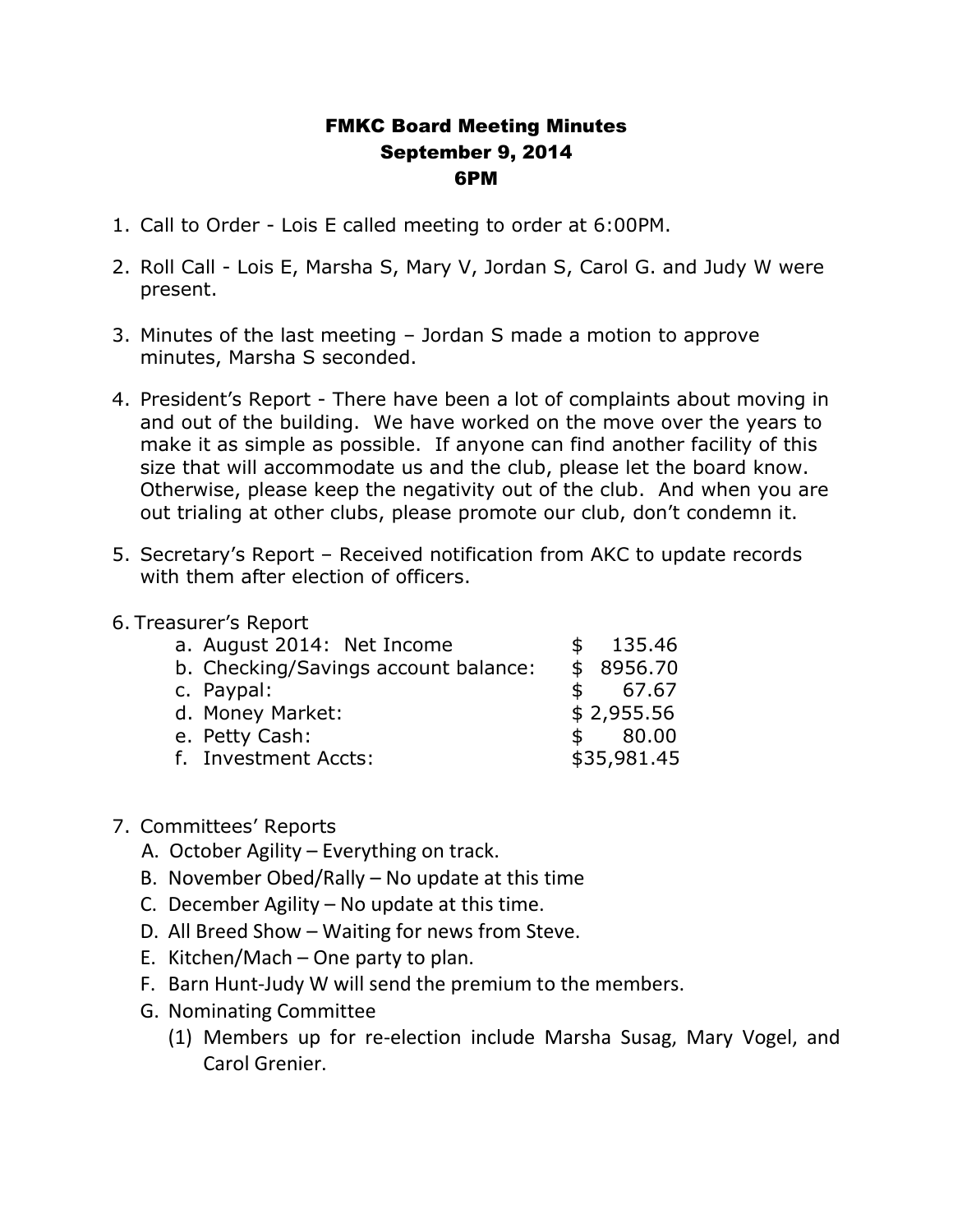# FMKC Board Meeting Minutes
## September 9, 2014
## 6PM

1. Call to Order - Lois E called meeting to order at 6:00PM.
2. Roll Call - Lois E, Marsha S, Mary V, Jordan S, Carol G. and Judy W were present.
3. Minutes of the last meeting – Jordan S made a motion to approve minutes, Marsha S seconded.
4. President's Report - There have been a lot of complaints about moving in and out of the building. We have worked on the move over the years to make it as simple as possible. If anyone can find another facility of this size that will accommodate us and the club, please let the board know. Otherwise, please keep the negativity out of the club. And when you are out trialing at other clubs, please promote our club, don't condemn it.
5. Secretary's Report – Received notification from AKC to update records with them after election of officers.
6. Treasurer's Report

| | |
|---|---|
| a. August 2014: Net Income | $ 135.46 |
| b. Checking/Savings account balance: | $ 8956.70 |
| c. Paypal: | $ 67.67 |
| d. Money Market: | $ 2,955.56 |
| e. Petty Cash: | $ 80.00 |
| f. Investment Accts: | $35,981.45 |

7. Committees' Reports
   - A. October Agility – Everything on track.
   - B. November Obed/Rally – No update at this time
   - C. December Agility – No update at this time.
   - D. All Breed Show – Waiting for news from Steve.
   - E. Kitchen/Mach – One party to plan.
   - F. Barn Hunt-Judy W will send the premium to the members.
   - G. Nominating Committee
     - (1) Members up for re-election include Marsha Susag, Mary Vogel, and Carol Grenier.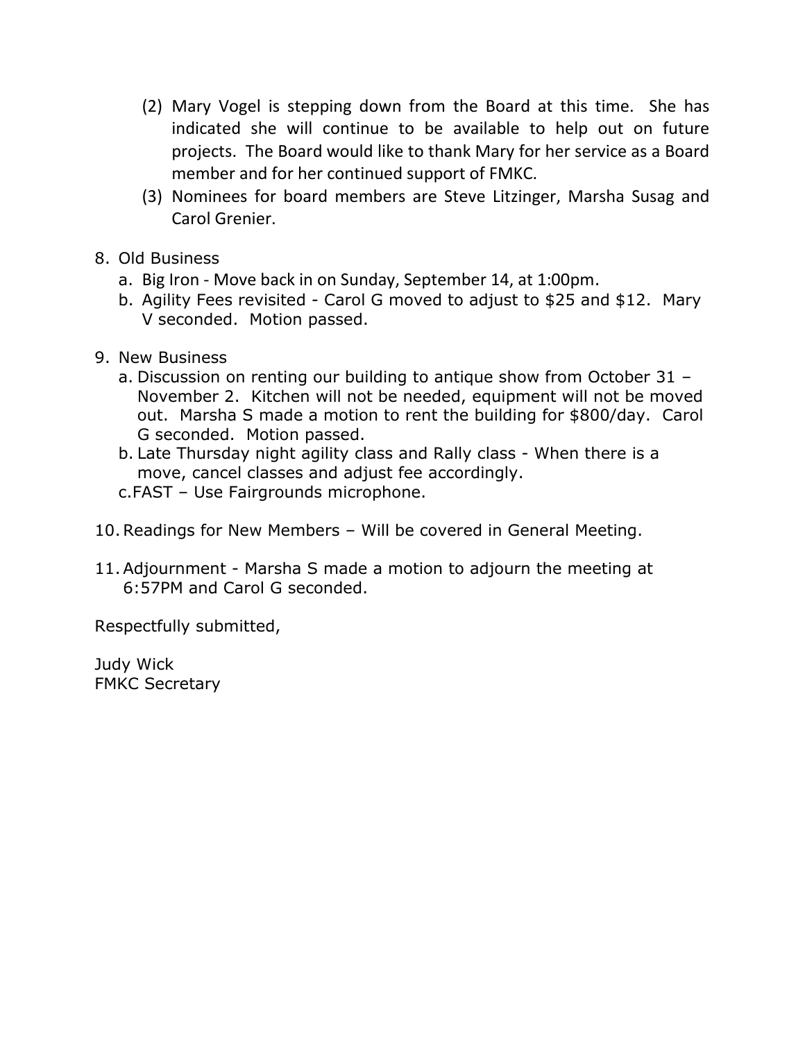(2) Mary Vogel is stepping down from the Board at this time. She has indicated she will continue to be available to help out on future projects. The Board would like to thank Mary for her service as a Board member and for her continued support of FMKC.

(3) Nominees for board members are Steve Litzinger, Marsha Susag and Carol Grenier.

8. Old Business
   a. Big Iron - Move back in on Sunday, September 14, at 1:00pm.
   b. Agility Fees revisited - Carol G moved to adjust to $25 and $12. Mary V seconded. Motion passed.

9. New Business
   a. Discussion on renting our building to antique show from October 31 – November 2. Kitchen will not be needed, equipment will not be moved out. Marsha S made a motion to rent the building for $800/day. Carol G seconded. Motion passed.
   b. Late Thursday night agility class and Rally class - When there is a move, cancel classes and adjust fee accordingly.
   c. FAST – Use Fairgrounds microphone.

10. Readings for New Members – Will be covered in General Meeting.

11. Adjournment - Marsha S made a motion to adjourn the meeting at 6:57PM and Carol G seconded.

Respectfully submitted,

Judy Wick
FMKC Secretary